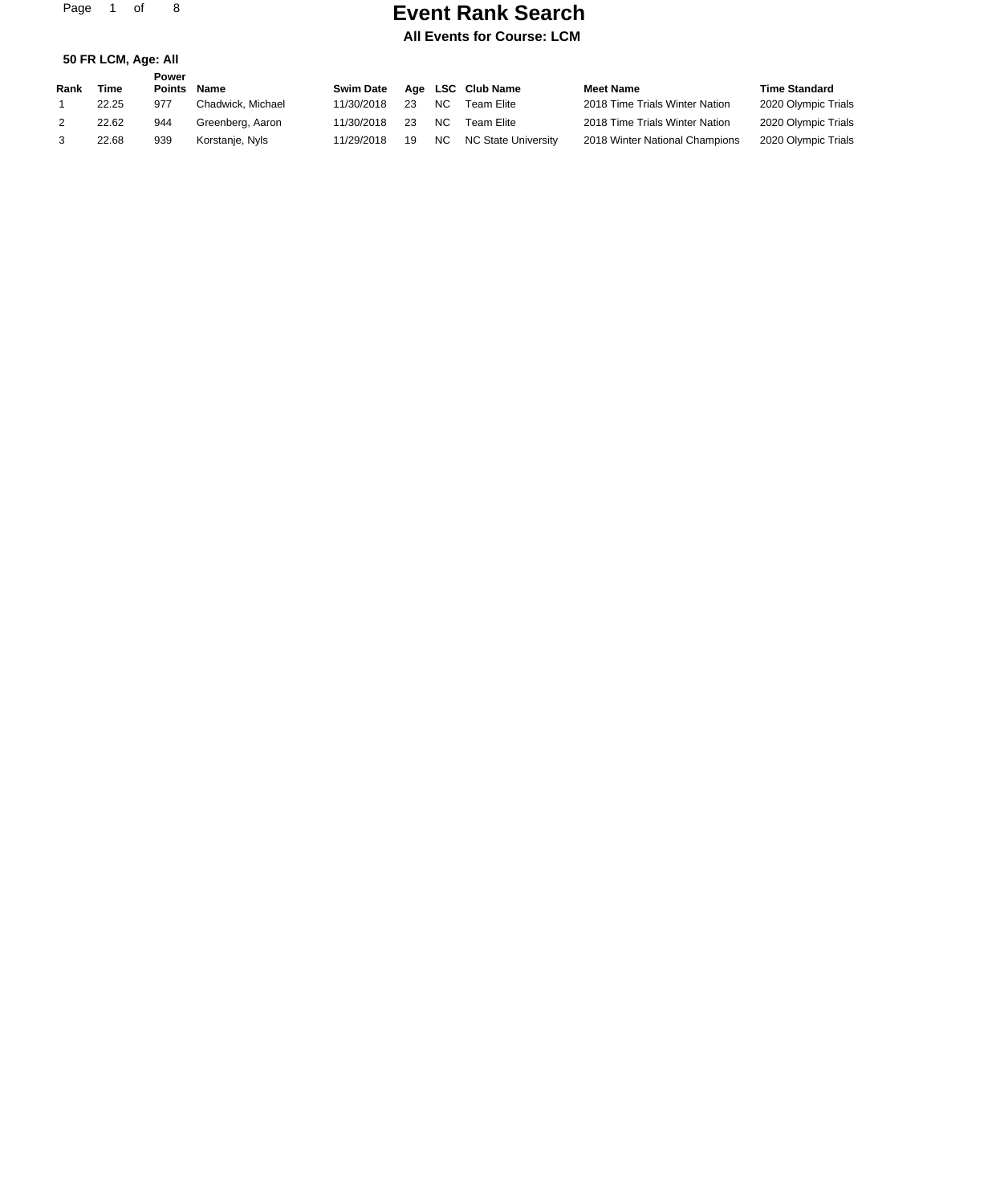# Event Rank Search

**All Events for Course: LCM**

**50 FR LCM, Age: All**

| Rank | Time | Power Points | Name | Swim Date | Age | LSC | Club Name | Meet Name | Time Standard |
|---|---|---|---|---|---|---|---|---|---|
| 1 | 22.25 | 977 | Chadwick, Michael | 11/30/2018 | 23 | NC | Team Elite | 2018 Time Trials Winter Nation | 2020 Olympic Trials |
| 2 | 22.62 | 944 | Greenberg, Aaron | 11/30/2018 | 23 | NC | Team Elite | 2018 Time Trials Winter Nation | 2020 Olympic Trials |
| 3 | 22.68 | 939 | Korstanje, Nyls | 11/29/2018 | 19 | NC | NC State University | 2018 Winter National Champions | 2020 Olympic Trials |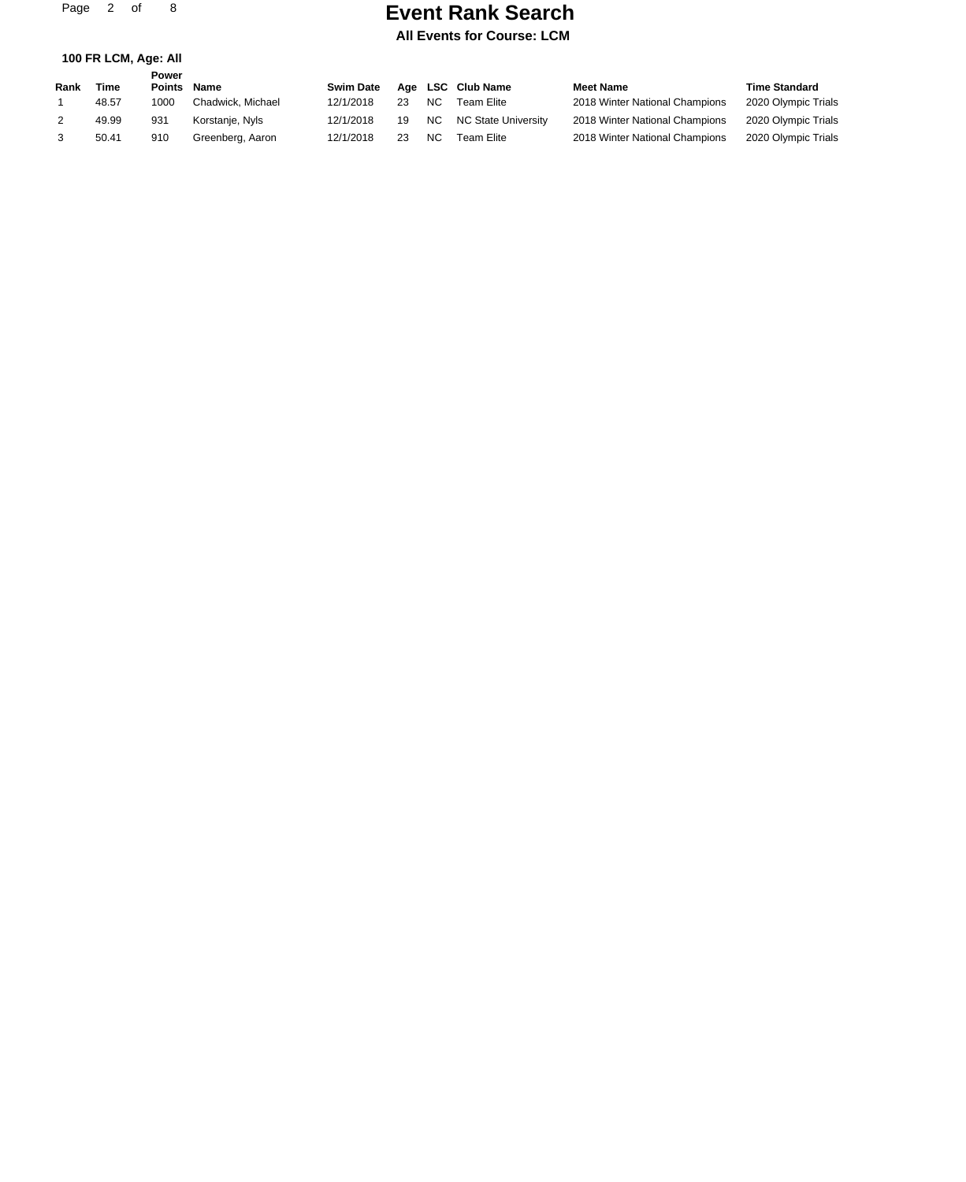# Event Rank Search

**All Events for Course: LCM**

**100 FR LCM, Age: All**

| Rank | Time | Power Points | Name | Swim Date | Age | LSC | Club Name | Meet Name | Time Standard |
|---|---|---|---|---|---|---|---|---|---|
| 1 | 48.57 | 1000 | Chadwick, Michael | 12/1/2018 | 23 | NC | Team Elite | 2018 Winter National Champions | 2020 Olympic Trials |
| 2 | 49.99 | 931 | Korstanje, Nyls | 12/1/2018 | 19 | NC | NC State University | 2018 Winter National Champions | 2020 Olympic Trials |
| 3 | 50.41 | 910 | Greenberg, Aaron | 12/1/2018 | 23 | NC | Team Elite | 2018 Winter National Champions | 2020 Olympic Trials |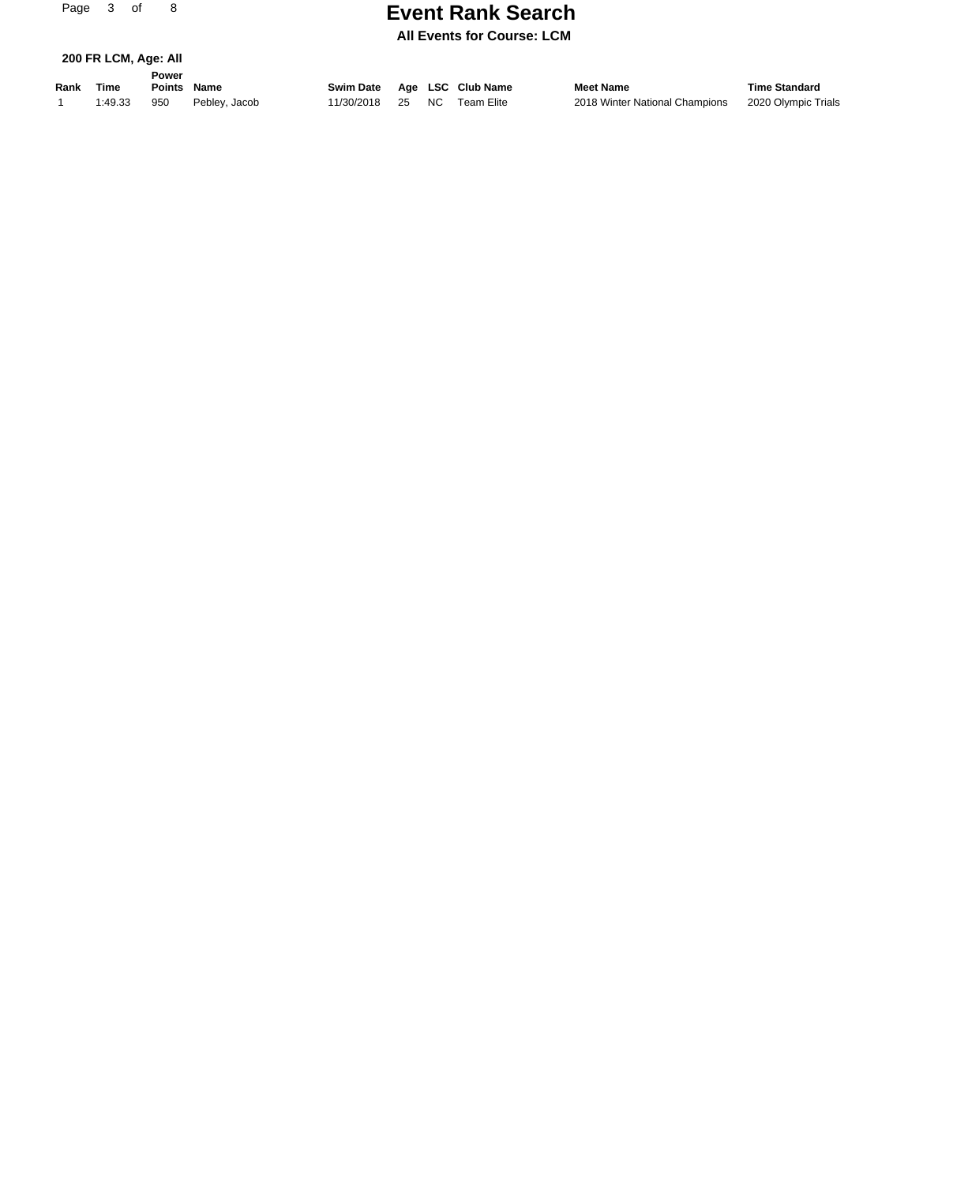# Event Rank Search

**All Events for Course: LCM**

**200 FR LCM, Age: All**

| Rank | Time | Power Points | Name | Swim Date | Age | LSC | Club Name | Meet Name | Time Standard |
|---|---|---|---|---|---|---|---|---|---|
| 1 | 1:49.33 | 950 | Pebley, Jacob | 11/30/2018 | 25 | NC | Team Elite | 2018 Winter National Champions | 2020 Olympic Trials |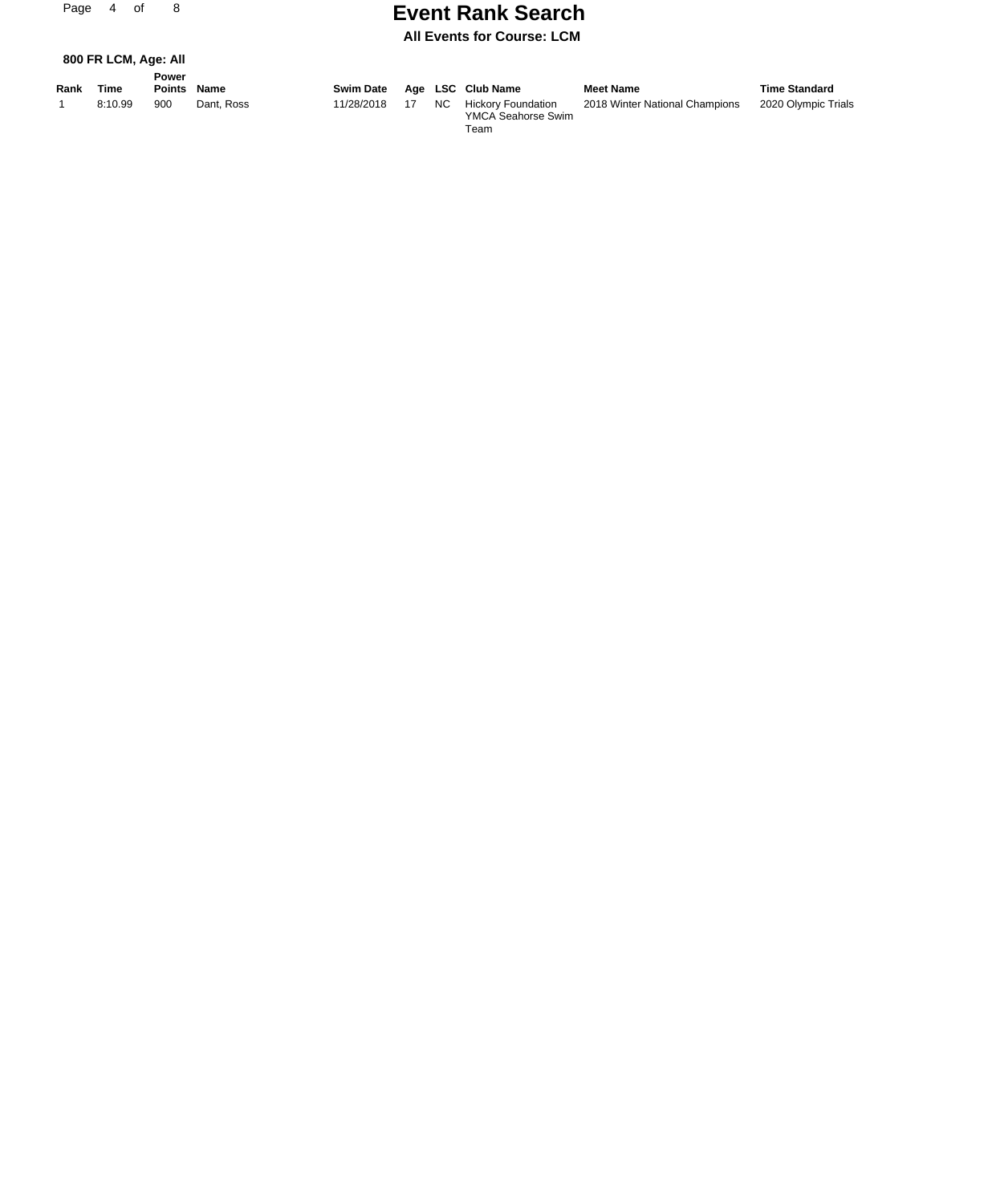# Event Rank Search

**All Events for Course: LCM**

**800 FR LCM, Age: All**

| Rank | Time | Power Points | Name | Swim Date | Age | LSC | Club Name | Meet Name | Time Standard |
|---|---|---|---|---|---|---|---|---|---|
| 1 | 8:10.99 | 900 | Dant, Ross | 11/28/2018 | 17 | NC | Hickory Foundation YMCA Seahorse Swim Team | 2018 Winter National Champions | 2020 Olympic Trials |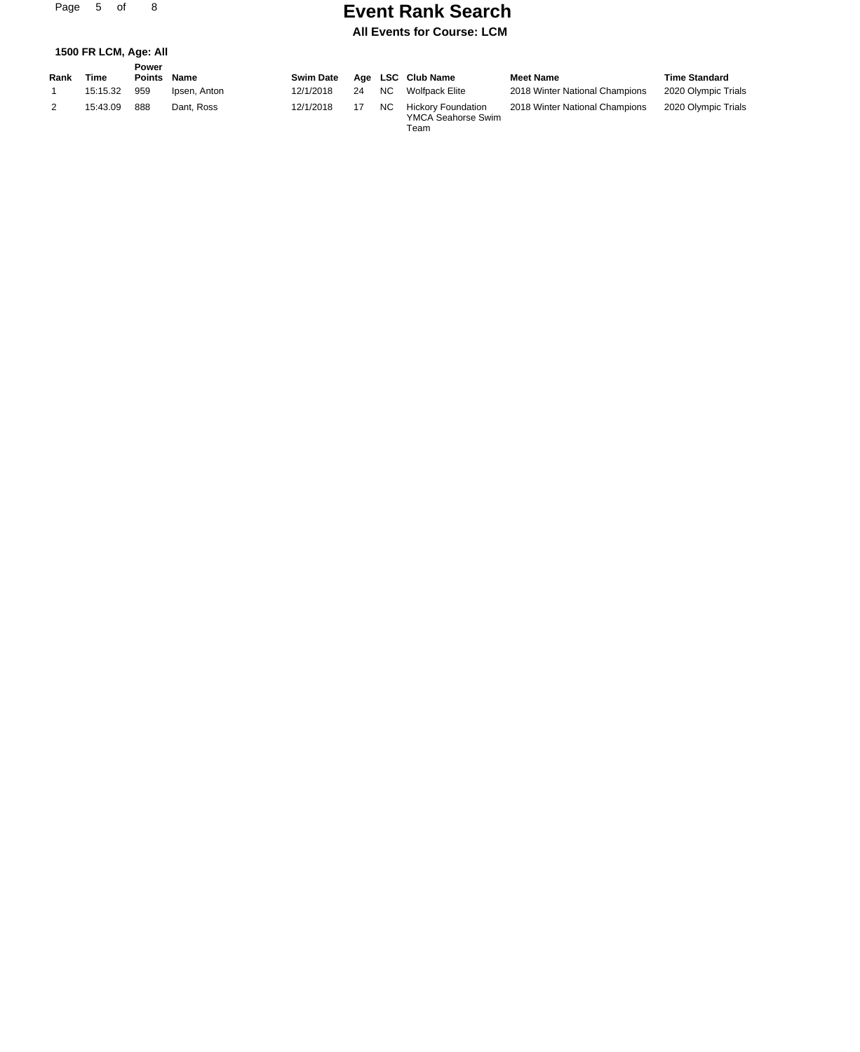# Event Rank Search

**All Events for Course: LCM**

### 1500 FR LCM, Age: All

| Rank | Time | Power Points | Name | Swim Date | Age | LSC | Club Name | Meet Name | Time Standard |
|---|---|---|---|---|---|---|---|---|---|
| 1 | 15:15.32 | 959 | Ipsen, Anton | 12/1/2018 | 24 | NC | Wolfpack Elite | 2018 Winter National Champions | 2020 Olympic Trials |
| 2 | 15:43.09 | 888 | Dant, Ross | 12/1/2018 | 17 | NC | Hickory Foundation YMCA Seahorse Swim Team | 2018 Winter National Champions | 2020 Olympic Trials |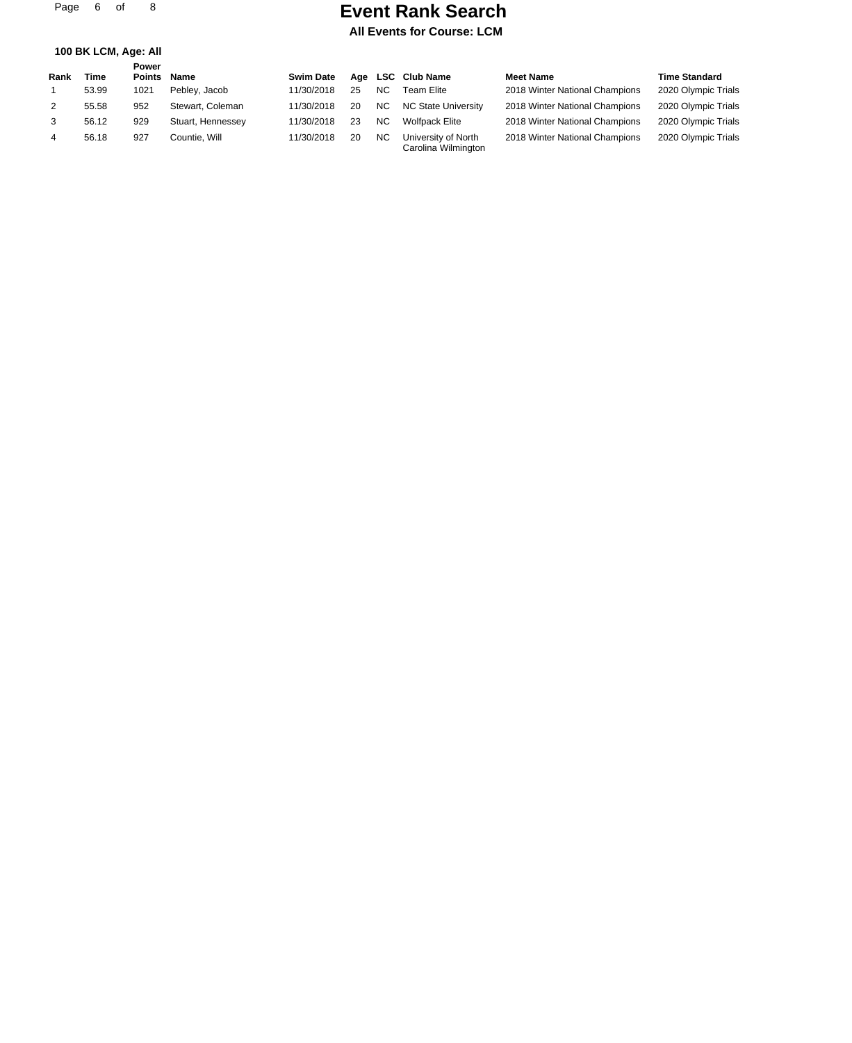# Event Rank Search

**All Events for Course: LCM**

**100 BK LCM, Age: All**

| Rank | Time | Power Points | Name | Swim Date | Age | LSC | Club Name | Meet Name | Time Standard |
|---|---|---|---|---|---|---|---|---|---|
| 1 | 53.99 | 1021 | Pebley, Jacob | 11/30/2018 | 25 | NC | Team Elite | 2018 Winter National Champions | 2020 Olympic Trials |
| 2 | 55.58 | 952 | Stewart, Coleman | 11/30/2018 | 20 | NC | NC State University | 2018 Winter National Champions | 2020 Olympic Trials |
| 3 | 56.12 | 929 | Stuart, Hennessey | 11/30/2018 | 23 | NC | Wolfpack Elite | 2018 Winter National Champions | 2020 Olympic Trials |
| 4 | 56.18 | 927 | Countie, Will | 11/30/2018 | 20 | NC | University of North Carolina Wilmington | 2018 Winter National Champions | 2020 Olympic Trials |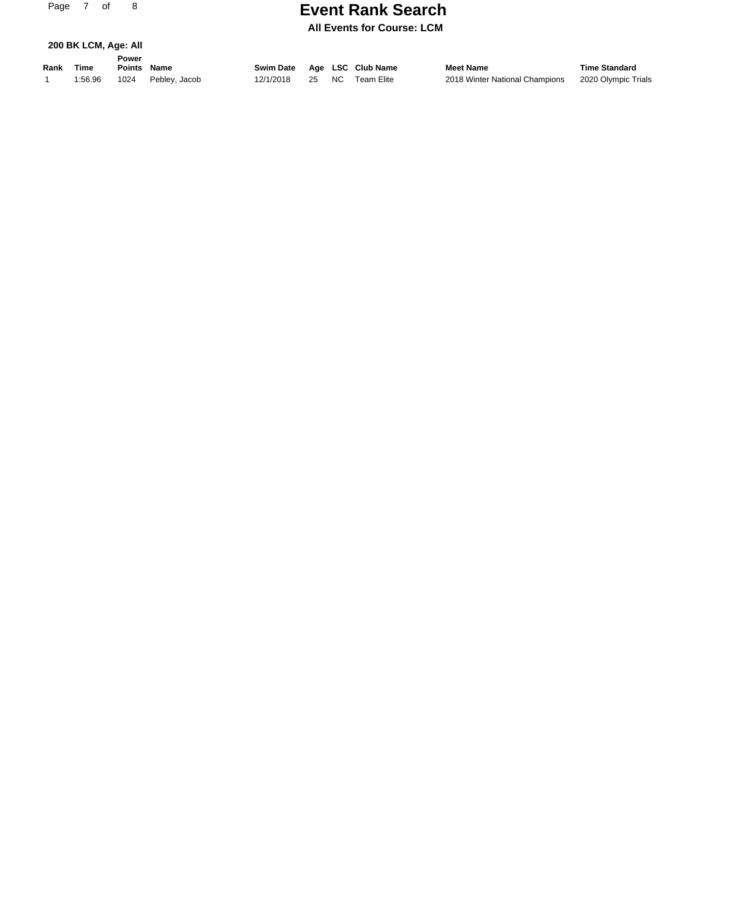# Event Rank Search

**All Events for Course: LCM**

**200 BK LCM, Age: All**

| Rank | Time | Power Points | Name | Swim Date | Age | LSC | Club Name | Meet Name | Time Standard |
|---|---|---|---|---|---|---|---|---|---|
| 1 | 1:56.96 | 1024 | Pebley, Jacob | 12/1/2018 | 25 | NC | Team Elite | 2018 Winter National Champions | 2020 Olympic Trials |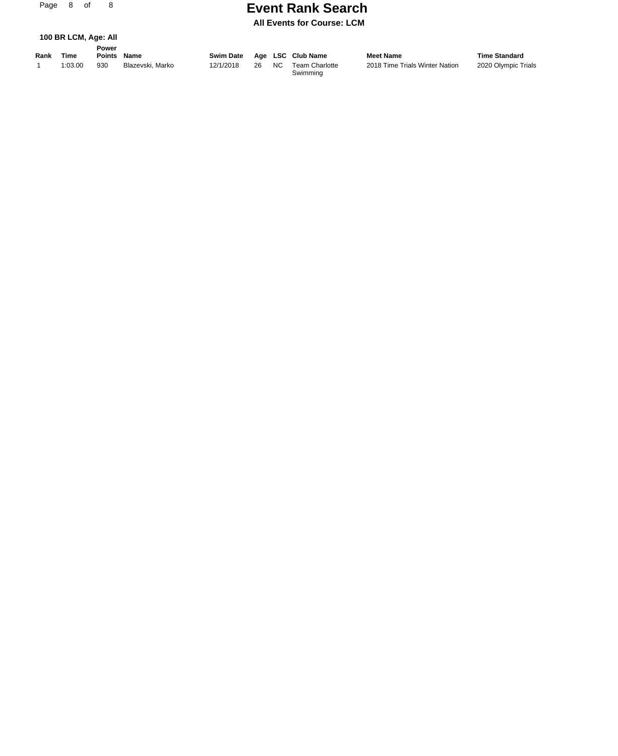# Event Rank Search

**All Events for Course: LCM**

**100 BR LCM, Age: All**

| Rank | Time | Power Points | Name | Swim Date | Age | LSC | Club Name | Meet Name | Time Standard |
|---|---|---|---|---|---|---|---|---|---|
| 1 | 1:03.00 | 930 | Blazevski, Marko | 12/1/2018 | 26 | NC | Team Charlotte Swimming | 2018 Time Trials Winter Nation | 2020 Olympic Trials |